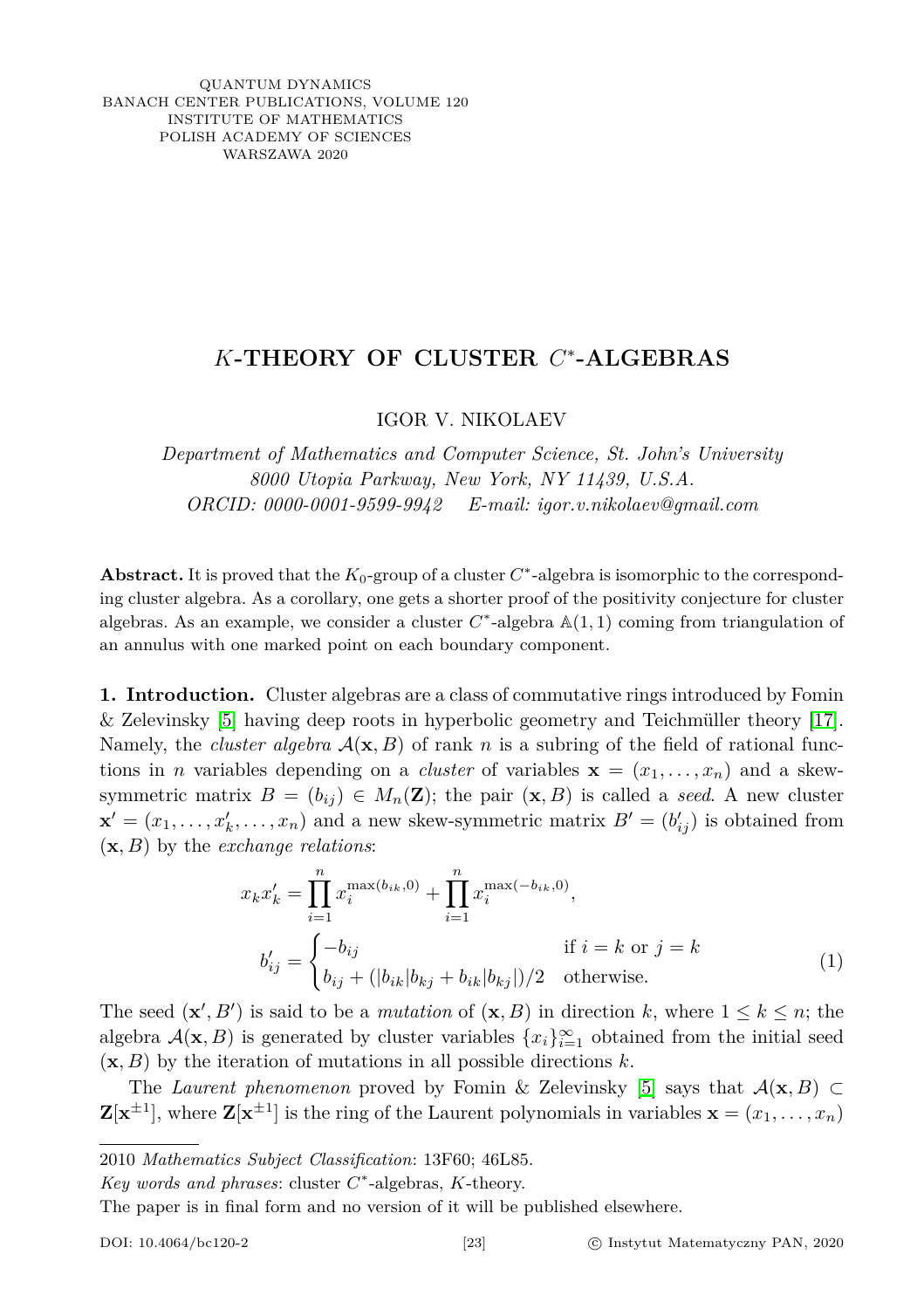# $K$-THEORY OF CLUSTER $C^*$-ALGEBRAS

IGOR V. NIKOLAEV

*Department of Mathematics and Computer Science, St. John's University*
*8000 Utopia Parkway, New York, NY 11439, U.S.A.*
*ORCID: 0000-0001-9599-9942 E-mail: igor.v.nikolaev@gmail.com*

**Abstract.** It is proved that the $K_0$-group of a cluster $C^*$-algebra is isomorphic to the corresponding cluster algebra. As a corollary, one gets a shorter proof of the positivity conjecture for cluster algebras. As an example, we consider a cluster $C^*$-algebra $\mathbb{A}(1,1)$ coming from triangulation of an annulus with one marked point on each boundary component.

**1. Introduction.** Cluster algebras are a class of commutative rings introduced by Fomin & Zelevinsky [5] having deep roots in hyperbolic geometry and Teichmüller theory [17]. Namely, the *cluster algebra* $\mathcal{A}(\mathbf{x}, B)$ of rank $n$ is a subring of the field of rational functions in $n$ variables depending on a *cluster* of variables $\mathbf{x} = (x_1, \dots, x_n)$ and a skew-symmetric matrix $B = (b_{ij}) \in M_n(\mathbf{Z})$; the pair $(\mathbf{x}, B)$ is called a *seed*. A new cluster $\mathbf{x}' = (x_1, \dots, x_k', \dots, x_n)$ and a new skew-symmetric matrix $B' = (b_{ij}')$ is obtained from $(\mathbf{x}, B)$ by the *exchange relations*:

$$
\begin{aligned}
x_k x_k' &= \prod_{i=1}^n x_i^{\max(b_{ik},0)} + \prod_{i=1}^n x_i^{\max(-b_{ik},0)}, \\
b_{ij}' &= \begin{cases} -b_{ij} & \text{if } i = k \text{ or } j = k \\ b_{ij} + (|b_{ik}|b_{kj} + b_{ik}|b_{kj}|)/2 & \text{otherwise.} \end{cases}
\end{aligned}
\tag{1}
$$

The seed $(\mathbf{x}', B')$ is said to be a *mutation* of $(\mathbf{x}, B)$ in direction $k$, where $1 \le k \le n$; the algebra $\mathcal{A}(\mathbf{x}, B)$ is generated by cluster variables $\{x_i\}_{i=1}^\infty$ obtained from the initial seed $(\mathbf{x}, B)$ by the iteration of mutations in all possible directions $k$.

The *Laurent phenomenon* proved by Fomin & Zelevinsky [5] says that $\mathcal{A}(\mathbf{x}, B) \subset \mathbf{Z}[\mathbf{x}^{\pm 1}]$, where $\mathbf{Z}[\mathbf{x}^{\pm 1}]$ is the ring of the Laurent polynomials in variables $\mathbf{x} = (x_1, \dots, x_n)$

---

2010 *Mathematics Subject Classification*: 13F60; 46L85.

*Key words and phrases*: cluster $C^*$-algebras, $K$-theory.

The paper is in final form and no version of it will be published elsewhere.

DOI: 10.4064/bc120-2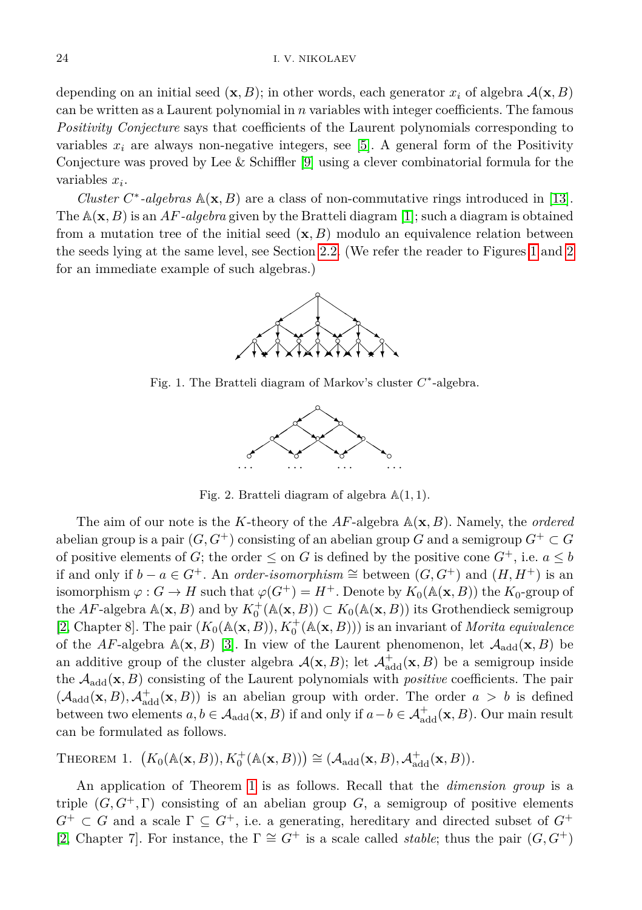depending on an initial seed $(\mathbf{x}, B)$; in other words, each generator $x_i$ of algebra $\mathcal{A}(\mathbf{x}, B)$ can be written as a Laurent polynomial in $n$ variables with integer coefficients. The famous *Positivity Conjecture* says that coefficients of the Laurent polynomials corresponding to variables $x_i$ are always non-negative integers, see [5]. A general form of the Positivity Conjecture was proved by Lee & Schiffler [9] using a clever combinatorial formula for the variables $x_i$.

*Cluster $C^*$-algebras* $\mathbb{A}(\mathbf{x}, B)$ are a class of non-commutative rings introduced in [13]. The $\mathbb{A}(\mathbf{x}, B)$ is an *AF-algebra* given by the Bratteli diagram [1]; such a diagram is obtained from a mutation tree of the initial seed $(\mathbf{x}, B)$ modulo an equivalence relation between the seeds lying at the same level, see Section 2.2. (We refer the reader to Figures 1 and 2 for an immediate example of such algebras.)

Fig. 1. The Bratteli diagram of Markov's cluster $C^*$-algebra.

Fig. 2. Bratteli diagram of algebra $\mathbb{A}(1, 1)$.

The aim of our note is the $K$-theory of the $AF$-algebra $\mathbb{A}(\mathbf{x}, B)$. Namely, the *ordered* abelian group is a pair $(G, G^+)$ consisting of an abelian group $G$ and a semigroup $G^+ \subset G$ of positive elements of $G$; the order $\le$ on $G$ is defined by the positive cone $G^+$, i.e. $a \le b$ if and only if $b - a \in G^+$. An *order-isomorphism* $\cong$ between $(G, G^+)$ and $(H, H^+)$ is an isomorphism $\varphi : G \to H$ such that $\varphi(G^+) = H^+$. Denote by $K_0(\mathbb{A}(\mathbf{x}, B))$ the $K_0$-group of the $AF$-algebra $\mathbb{A}(\mathbf{x}, B)$ and by $K_0^+(\mathbb{A}(\mathbf{x}, B)) \subset K_0(\mathbb{A}(\mathbf{x}, B))$ its Grothendieck semigroup [2, Chapter 8]. The pair $(K_0(\mathbb{A}(\mathbf{x}, B)), K_0^+(\mathbb{A}(\mathbf{x}, B)))$ is an invariant of *Morita equivalence* of the $AF$-algebra $\mathbb{A}(\mathbf{x}, B)$ [3]. In view of the Laurent phenomenon, let $\mathcal{A}_{\text{add}}(\mathbf{x}, B)$ be an additive group of the cluster algebra $\mathcal{A}(\mathbf{x}, B)$; let $\mathcal{A}^+_{\text{add}}(\mathbf{x}, B)$ be a semigroup inside the $\mathcal{A}_{\text{add}}(\mathbf{x}, B)$ consisting of the Laurent polynomials with *positive* coefficients. The pair $(\mathcal{A}_{\text{add}}(\mathbf{x}, B), \mathcal{A}^+_{\text{add}}(\mathbf{x}, B))$ is an abelian group with order. The order $a > b$ is defined between two elements $a, b \in \mathcal{A}_{\text{add}}(\mathbf{x}, B)$ if and only if $a - b \in \mathcal{A}^+_{\text{add}}(\mathbf{x}, B)$. Our main result can be formulated as follows.

Theorem 1. $\left(K_0(\mathbb{A}(\mathbf{x}, B)), K_0^+(\mathbb{A}(\mathbf{x}, B))\right) \cong (\mathcal{A}_{\text{add}}(\mathbf{x}, B), \mathcal{A}^+_{\text{add}}(\mathbf{x}, B))$.

An application of Theorem 1 is as follows. Recall that the *dimension group* is a triple $(G, G^+, \Gamma)$ consisting of an abelian group $G$, a semigroup of positive elements $G^+ \subset G$ and a scale $\Gamma \subseteq G^+$, i.e. a generating, hereditary and directed subset of $G^+$ [2, Chapter 7]. For instance, the $\Gamma \cong G^+$ is a scale called *stable*; thus the pair $(G, G^+)$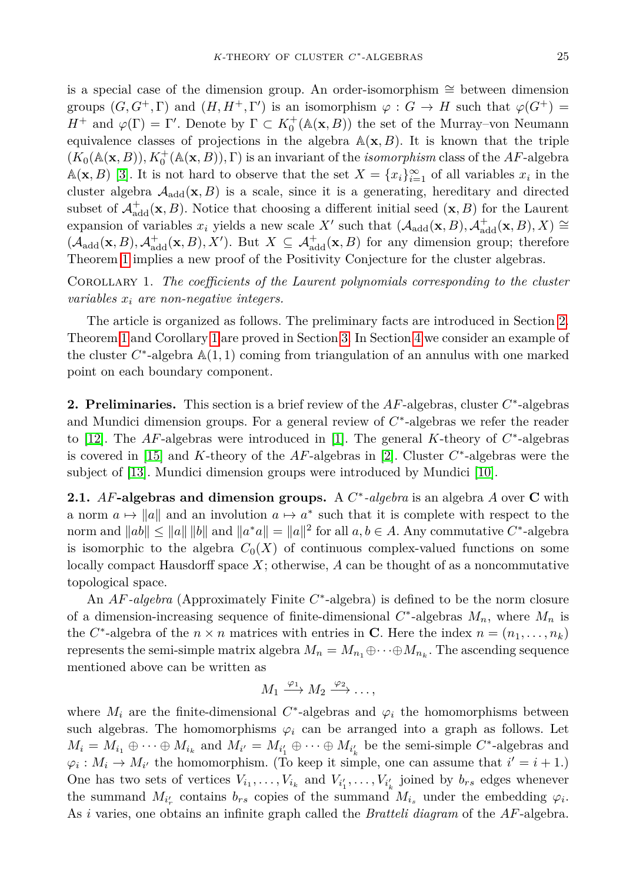is a special case of the dimension group. An order-isomorphism $\cong$ between dimension groups $(G, G^+, \Gamma)$ and $(H, H^+, \Gamma')$ is an isomorphism $\varphi : G \to H$ such that $\varphi(G^+) = H^+$ and $\varphi(\Gamma) = \Gamma'$. Denote by $\Gamma \subset K_0^+(\mathbb{A}(\mathbf{x}, B))$ the set of the Murray–von Neumann equivalence classes of projections in the algebra $\mathbb{A}(\mathbf{x}, B)$. It is known that the triple $(K_0(\mathbb{A}(\mathbf{x}, B)), K_0^+(\mathbb{A}(\mathbf{x}, B)), \Gamma)$ is an invariant of the *isomorphism* class of the $AF$-algebra $\mathbb{A}(\mathbf{x}, B)$ [3]. It is not hard to observe that the set $X = \{x_i\}_{i=1}^{\infty}$ of all variables $x_i$ in the cluster algebra $\mathcal{A}_{\mathrm{add}}(\mathbf{x}, B)$ is a scale, since it is a generating, hereditary and directed subset of $\mathcal{A}^+_{\mathrm{add}}(\mathbf{x}, B)$. Notice that choosing a different initial seed $(\mathbf{x}, B)$ for the Laurent expansion of variables $x_i$ yields a new scale $X'$ such that $(\mathcal{A}_{\mathrm{add}}(\mathbf{x}, B), \mathcal{A}^+_{\mathrm{add}}(\mathbf{x}, B), X) \cong (\mathcal{A}_{\mathrm{add}}(\mathbf{x}, B), \mathcal{A}^+_{\mathrm{add}}(\mathbf{x}, B), X')$. But $X \subseteq \mathcal{A}^+_{\mathrm{add}}(\mathbf{x}, B)$ for any dimension group; therefore Theorem 1 implies a new proof of the Positivity Conjecture for the cluster algebras.

Corollary 1. *The coefficients of the Laurent polynomials corresponding to the cluster variables $x_i$ are non-negative integers.*

The article is organized as follows. The preliminary facts are introduced in Section 2. Theorem 1 and Corollary 1 are proved in Section 3. In Section 4 we consider an example of the cluster $C^*$-algebra $\mathbb{A}(1, 1)$ coming from triangulation of an annulus with one marked point on each boundary component.

## 2. Preliminaries.

This section is a brief review of the $AF$-algebras, cluster $C^*$-algebras and Mundici dimension groups. For a general review of $C^*$-algebras we refer the reader to [12]. The $AF$-algebras were introduced in [1]. The general $K$-theory of $C^*$-algebras is covered in [15] and $K$-theory of the $AF$-algebras in [2]. Cluster $C^*$-algebras were the subject of [13]. Mundici dimension groups were introduced by Mundici [10].

### 2.1. $AF$-algebras and dimension groups.

A *$C^*$-algebra* is an algebra $A$ over $\mathbf{C}$ with a norm $a \mapsto \|a\|$ and an involution $a \mapsto a^*$ such that it is complete with respect to the norm and $\|ab\| \le \|a\| \, \|b\|$ and $\|a^*a\| = \|a\|^2$ for all $a, b \in A$. Any commutative $C^*$-algebra is isomorphic to the algebra $C_0(X)$ of continuous complex-valued functions on some locally compact Hausdorff space $X$; otherwise, $A$ can be thought of as a noncommutative topological space.

An *$AF$-algebra* (Approximately Finite $C^*$-algebra) is defined to be the norm closure of a dimension-increasing sequence of finite-dimensional $C^*$-algebras $M_n$, where $M_n$ is the $C^*$-algebra of the $n \times n$ matrices with entries in $\mathbf{C}$. Here the index $n = (n_1, \dots, n_k)$ represents the semi-simple matrix algebra $M_n = M_{n_1} \oplus \cdots \oplus M_{n_k}$. The ascending sequence mentioned above can be written as

$$M_1 \xrightarrow{\varphi_1} M_2 \xrightarrow{\varphi_2} \dots,$$

where $M_i$ are the finite-dimensional $C^*$-algebras and $\varphi_i$ the homomorphisms between such algebras. The homomorphisms $\varphi_i$ can be arranged into a graph as follows. Let $M_i = M_{i_1} \oplus \cdots \oplus M_{i_k}$ and $M_{i'} = M_{i'_1} \oplus \cdots \oplus M_{i'_k}$ be the semi-simple $C^*$-algebras and $\varphi_i : M_i \to M_{i'}$ the homomorphism. (To keep it simple, one can assume that $i' = i + 1$.) One has two sets of vertices $V_{i_1}, \dots, V_{i_k}$ and $V_{i'_1}, \dots, V_{i'_k}$ joined by $b_{rs}$ edges whenever the summand $M_{i'_r}$ contains $b_{rs}$ copies of the summand $M_{i_s}$ under the embedding $\varphi_i$. As $i$ varies, one obtains an infinite graph called the *Bratteli diagram* of the $AF$-algebra.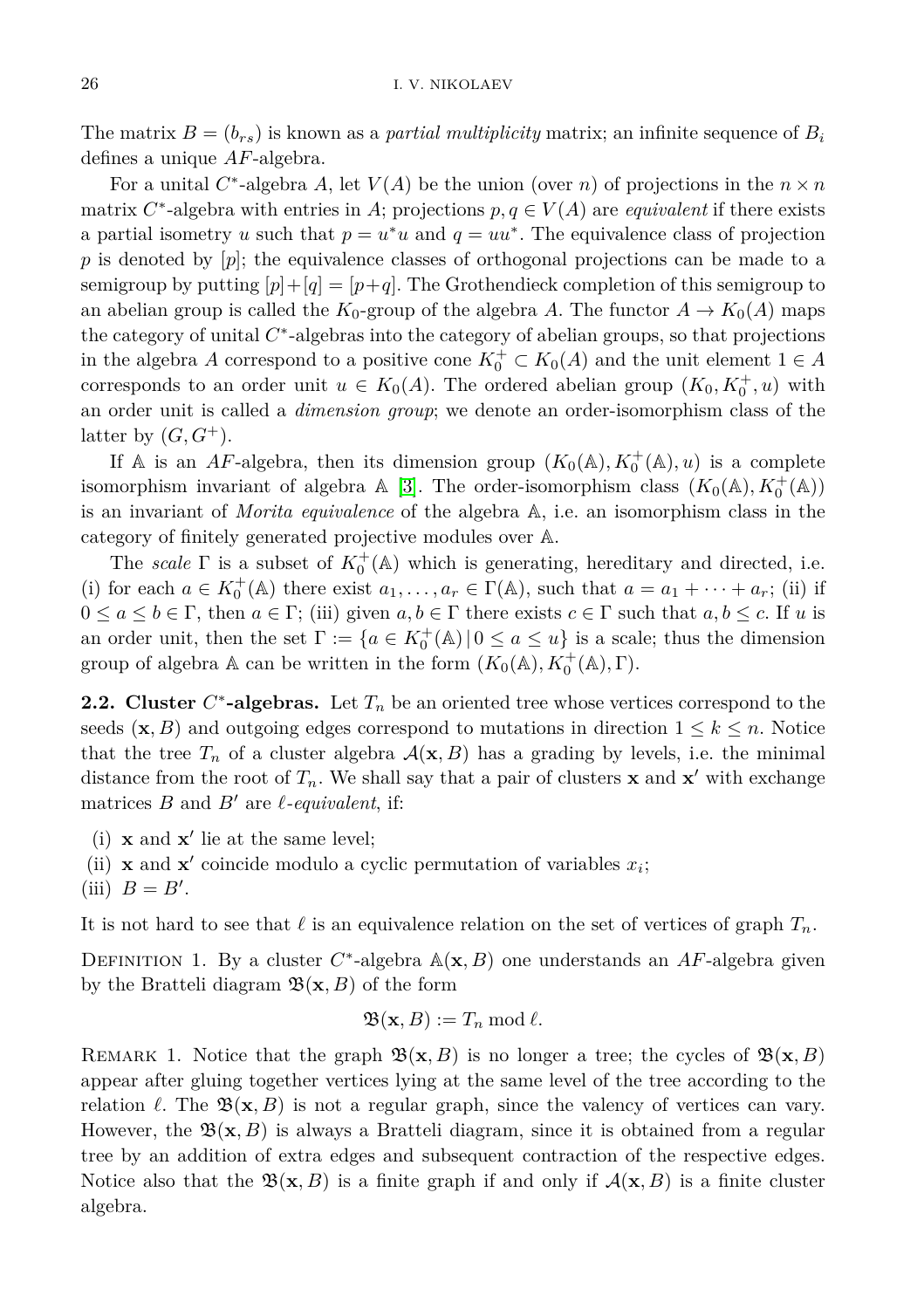The matrix $B = (b_{rs})$ is known as a *partial multiplicity* matrix; an infinite sequence of $B_i$ defines a unique $AF$-algebra.

For a unital $C^*$-algebra $A$, let $V(A)$ be the union (over $n$) of projections in the $n \times n$ matrix $C^*$-algebra with entries in $A$; projections $p, q \in V(A)$ are *equivalent* if there exists a partial isometry $u$ such that $p = u^*u$ and $q = uu^*$. The equivalence class of projection $p$ is denoted by $[p]$; the equivalence classes of orthogonal projections can be made to a semigroup by putting $[p]+[q] = [p+q]$. The Grothendieck completion of this semigroup to an abelian group is called the $K_0$-group of the algebra $A$. The functor $A \to K_0(A)$ maps the category of unital $C^*$-algebras into the category of abelian groups, so that projections in the algebra $A$ correspond to a positive cone $K_0^+ \subset K_0(A)$ and the unit element $1 \in A$ corresponds to an order unit $u \in K_0(A)$. The ordered abelian group $(K_0, K_0^+, u)$ with an order unit is called a *dimension group*; we denote an order-isomorphism class of the latter by $(G, G^+)$.

If $\mathbb{A}$ is an $AF$-algebra, then its dimension group $(K_0(\mathbb{A}), K_0^+(\mathbb{A}), u)$ is a complete isomorphism invariant of algebra $\mathbb{A}$ [3]. The order-isomorphism class $(K_0(\mathbb{A}), K_0^+(\mathbb{A}))$ is an invariant of *Morita equivalence* of the algebra $\mathbb{A}$, i.e. an isomorphism class in the category of finitely generated projective modules over $\mathbb{A}$.

The *scale* $\Gamma$ is a subset of $K_0^+(\mathbb{A})$ which is generating, hereditary and directed, i.e. (i) for each $a \in K_0^+(\mathbb{A})$ there exist $a_1, \dots, a_r \in \Gamma(\mathbb{A})$, such that $a = a_1 + \dots + a_r$; (ii) if $0 \le a \le b \in \Gamma$, then $a \in \Gamma$; (iii) given $a, b \in \Gamma$ there exists $c \in \Gamma$ such that $a, b \le c$. If $u$ is an order unit, then the set $\Gamma := \{a \in K_0^+(\mathbb{A}) \,|\, 0 \le a \le u\}$ is a scale; thus the dimension group of algebra $\mathbb{A}$ can be written in the form $(K_0(\mathbb{A}), K_0^+(\mathbb{A}), \Gamma)$.

**2.2. Cluster $C^*$-algebras.** Let $T_n$ be an oriented tree whose vertices correspond to the seeds $(\mathbf{x}, B)$ and outgoing edges correspond to mutations in direction $1 \le k \le n$. Notice that the tree $T_n$ of a cluster algebra $\mathcal{A}(\mathbf{x}, B)$ has a grading by levels, i.e. the minimal distance from the root of $T_n$. We shall say that a pair of clusters $\mathbf{x}$ and $\mathbf{x}'$ with exchange matrices $B$ and $B'$ are *$\ell$-equivalent*, if:

(i) $\mathbf{x}$ and $\mathbf{x}'$ lie at the same level;
(ii) $\mathbf{x}$ and $\mathbf{x}'$ coincide modulo a cyclic permutation of variables $x_i$;
(iii) $B = B'$.

It is not hard to see that $\ell$ is an equivalence relation on the set of vertices of graph $T_n$.

Definition 1. By a cluster $C^*$-algebra $\mathbb{A}(\mathbf{x}, B)$ one understands an $AF$-algebra given by the Bratteli diagram $\mathfrak{B}(\mathbf{x}, B)$ of the form

$$\mathfrak{B}(\mathbf{x}, B) := T_n \bmod \ell.$$

Remark 1. Notice that the graph $\mathfrak{B}(\mathbf{x}, B)$ is no longer a tree; the cycles of $\mathfrak{B}(\mathbf{x}, B)$ appear after gluing together vertices lying at the same level of the tree according to the relation $\ell$. The $\mathfrak{B}(\mathbf{x}, B)$ is not a regular graph, since the valency of vertices can vary. However, the $\mathfrak{B}(\mathbf{x}, B)$ is always a Bratteli diagram, since it is obtained from a regular tree by an addition of extra edges and subsequent contraction of the respective edges. Notice also that the $\mathfrak{B}(\mathbf{x}, B)$ is a finite graph if and only if $\mathcal{A}(\mathbf{x}, B)$ is a finite cluster algebra.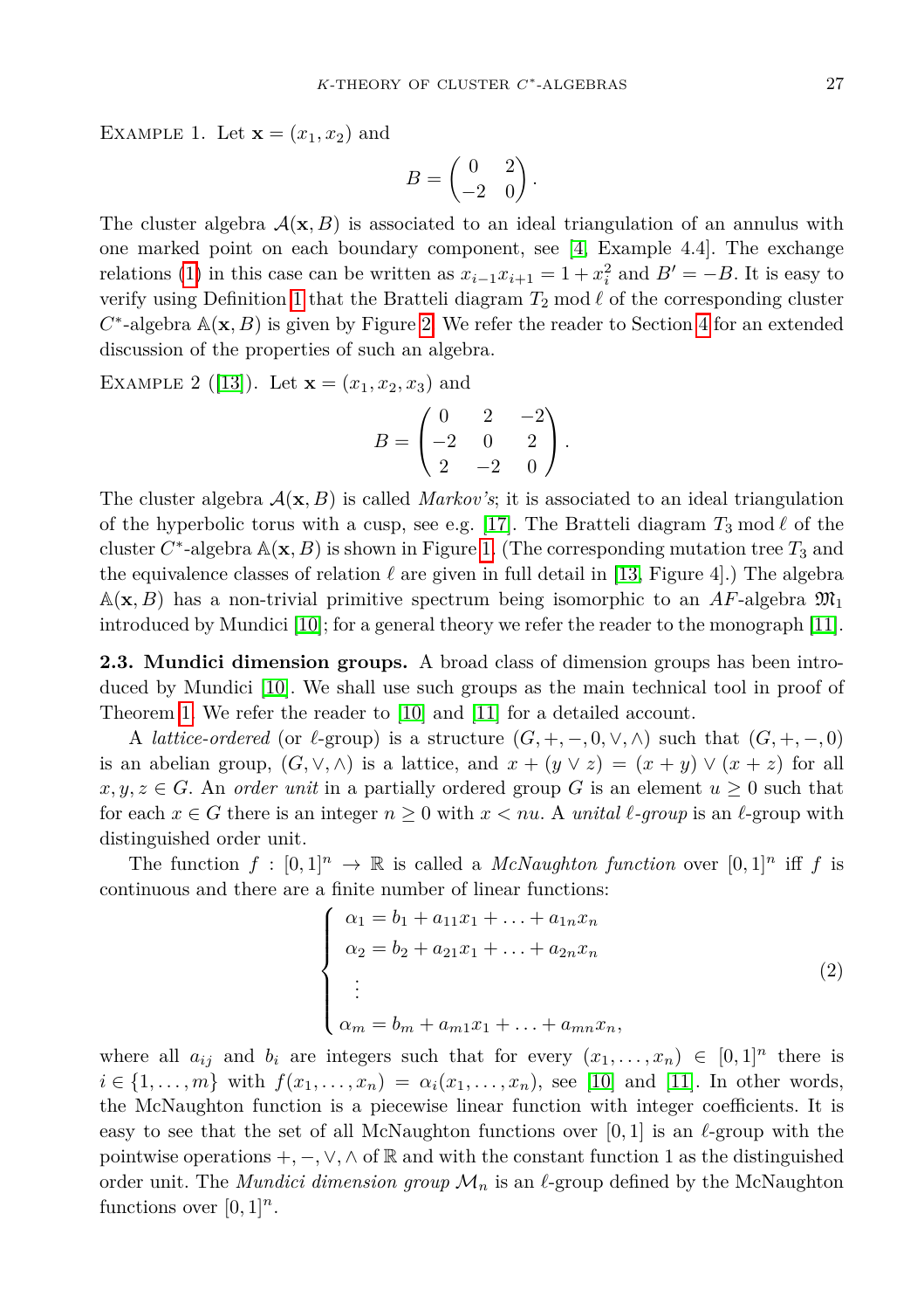Example 1. Let $\mathbf{x} = (x_1, x_2)$ and

$$B = \begin{pmatrix} 0 & 2 \\ -2 & 0 \end{pmatrix}.$$

The cluster algebra $\mathcal{A}(\mathbf{x}, B)$ is associated to an ideal triangulation of an annulus with one marked point on each boundary component, see [4, Example 4.4]. The exchange relations (1) in this case can be written as $x_{i-1}x_{i+1} = 1 + x_i^2$ and $B' = -B$. It is easy to verify using Definition 1 that the Bratteli diagram $T_2 \bmod \ell$ of the corresponding cluster $C^*$-algebra $\mathbb{A}(\mathbf{x}, B)$ is given by Figure 2. We refer the reader to Section 4 for an extended discussion of the properties of such an algebra.

Example 2 ([13]). Let $\mathbf{x} = (x_1, x_2, x_3)$ and

$$B = \begin{pmatrix} 0 & 2 & -2 \\ -2 & 0 & 2 \\ 2 & -2 & 0 \end{pmatrix}.$$

The cluster algebra $\mathcal{A}(\mathbf{x}, B)$ is called *Markov's*; it is associated to an ideal triangulation of the hyperbolic torus with a cusp, see e.g. [17]. The Bratteli diagram $T_3 \bmod \ell$ of the cluster $C^*$-algebra $\mathbb{A}(\mathbf{x}, B)$ is shown in Figure 1. (The corresponding mutation tree $T_3$ and the equivalence classes of relation $\ell$ are given in full detail in [13, Figure 4].) The algebra $\mathbb{A}(\mathbf{x}, B)$ has a non-trivial primitive spectrum being isomorphic to an $AF$-algebra $\mathfrak{M}_1$ introduced by Mundici [10]; for a general theory we refer the reader to the monograph [11].

**2.3. Mundici dimension groups.** A broad class of dimension groups has been introduced by Mundici [10]. We shall use such groups as the main technical tool in proof of Theorem 1. We refer the reader to [10] and [11] for a detailed account.

A *lattice-ordered* (or $\ell$-group) is a structure $(G, +, -, 0, \vee, \wedge)$ such that $(G, +, -, 0)$ is an abelian group, $(G, \vee, \wedge)$ is a lattice, and $x + (y \vee z) = (x + y) \vee (x + z)$ for all $x, y, z \in G$. An *order unit* in a partially ordered group $G$ is an element $u \geq 0$ such that for each $x \in G$ there is an integer $n \geq 0$ with $x < nu$. A *unital $\ell$-group* is an $\ell$-group with distinguished order unit.

The function $f : [0,1]^n \to \mathbb{R}$ is called a *McNaughton function* over $[0,1]^n$ iff $f$ is continuous and there are a finite number of linear functions:

$$\begin{cases} \alpha_1 = b_1 + a_{11}x_1 + \ldots + a_{1n}x_n \\ \alpha_2 = b_2 + a_{21}x_1 + \ldots + a_{2n}x_n \\ \vdots \\ \alpha_m = b_m + a_{m1}x_1 + \ldots + a_{mn}x_n, \end{cases} \tag{2}$$

where all $a_{ij}$ and $b_i$ are integers such that for every $(x_1, \ldots, x_n) \in [0,1]^n$ there is $i \in \{1, \ldots, m\}$ with $f(x_1, \ldots, x_n) = \alpha_i(x_1, \ldots, x_n)$, see [10] and [11]. In other words, the McNaughton function is a piecewise linear function with integer coefficients. It is easy to see that the set of all McNaughton functions over $[0,1]$ is an $\ell$-group with the pointwise operations $+, -, \vee, \wedge$ of $\mathbb{R}$ and with the constant function 1 as the distinguished order unit. The *Mundici dimension group* $\mathcal{M}_n$ is an $\ell$-group defined by the McNaughton functions over $[0,1]^n$.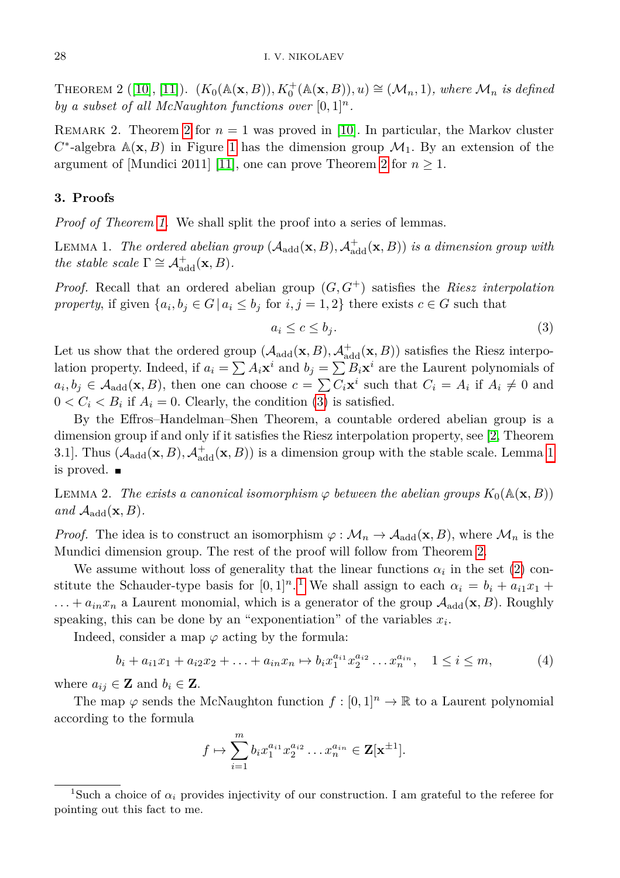Theorem 2 ([10], [11]). *$(K_0(\mathbb{A}(\mathbf{x},B)), K_0^+(\mathbb{A}(\mathbf{x},B)), u) \cong (\mathcal{M}_n, 1)$, where $\mathcal{M}_n$ is defined by a subset of all McNaughton functions over $[0,1]^n$.*

Remark 2. Theorem 2 for $n=1$ was proved in [10]. In particular, the Markov cluster $C^*$-algebra $\mathbb{A}(\mathbf{x},B)$ in Figure 1 has the dimension group $\mathcal{M}_1$. By an extension of the argument of [Mundici 2011] [11], one can prove Theorem 2 for $n \ge 1$.

## 3. Proofs

*Proof of Theorem 1.* We shall split the proof into a series of lemmas.

Lemma 1. *The ordered abelian group $(\mathcal{A}_{\mathrm{add}}(\mathbf{x},B), \mathcal{A}^+_{\mathrm{add}}(\mathbf{x},B))$ is a dimension group with the stable scale $\Gamma \cong \mathcal{A}^+_{\mathrm{add}}(\mathbf{x},B)$.*

*Proof.* Recall that an ordered abelian group $(G, G^+)$ satisfies the *Riesz interpolation property*, if given $\{a_i, b_j \in G \,|\, a_i \le b_j$ for $i,j = 1,2\}$ there exists $c \in G$ such that

$$a_i \le c \le b_j. \tag{3}$$

Let us show that the ordered group $(\mathcal{A}_{\mathrm{add}}(\mathbf{x},B), \mathcal{A}^+_{\mathrm{add}}(\mathbf{x},B))$ satisfies the Riesz interpolation property. Indeed, if $a_i = \sum A_i \mathbf{x}^i$ and $b_j = \sum B_i \mathbf{x}^i$ are the Laurent polynomials of $a_i, b_j \in \mathcal{A}_{\mathrm{add}}(\mathbf{x},B)$, then one can choose $c = \sum C_i \mathbf{x}^i$ such that $C_i = A_i$ if $A_i \ne 0$ and $0 < C_i < B_i$ if $A_i = 0$. Clearly, the condition (3) is satisfied.

By the Effros–Handelman–Shen Theorem, a countable ordered abelian group is a dimension group if and only if it satisfies the Riesz interpolation property, see [2, Theorem 3.1]. Thus $(\mathcal{A}_{\mathrm{add}}(\mathbf{x},B), \mathcal{A}^+_{\mathrm{add}}(\mathbf{x},B))$ is a dimension group with the stable scale. Lemma 1 is proved. ∎

Lemma 2. *The exists a canonical isomorphism $\varphi$ between the abelian groups $K_0(\mathbb{A}(\mathbf{x},B))$ and $\mathcal{A}_{\mathrm{add}}(\mathbf{x},B)$.*

*Proof.* The idea is to construct an isomorphism $\varphi : \mathcal{M}_n \to \mathcal{A}_{\mathrm{add}}(\mathbf{x},B)$, where $\mathcal{M}_n$ is the Mundici dimension group. The rest of the proof will follow from Theorem 2.

We assume without loss of generality that the linear functions $\alpha_i$ in the set (2) constitute the Schauder-type basis for $[0,1]^n$.[1] We shall assign to each $\alpha_i = b_i + a_{i1}x_1 + \dots + a_{in}x_n$ a Laurent monomial, which is a generator of the group $\mathcal{A}_{\mathrm{add}}(\mathbf{x},B)$. Roughly speaking, this can be done by an "exponentiation" of the variables $x_i$.

Indeed, consider a map $\varphi$ acting by the formula:

$$b_i + a_{i1}x_1 + a_{i2}x_2 + \dots + a_{in}x_n \mapsto b_i x_1^{a_{i1}} x_2^{a_{i2}} \dots x_n^{a_{in}}, \quad 1 \le i \le m, \tag{4}$$

where $a_{ij} \in \mathbf{Z}$ and $b_i \in \mathbf{Z}$.

The map $\varphi$ sends the McNaughton function $f : [0,1]^n \to \mathbb{R}$ to a Laurent polynomial according to the formula

$$f \mapsto \sum_{i=1}^{m} b_i x_1^{a_{i1}} x_2^{a_{i2}} \dots x_n^{a_{in}} \in \mathbf{Z}[\mathbf{x}^{\pm 1}].$$

---

[1] Such a choice of $\alpha_i$ provides injectivity of our construction. I am grateful to the referee for pointing out this fact to me.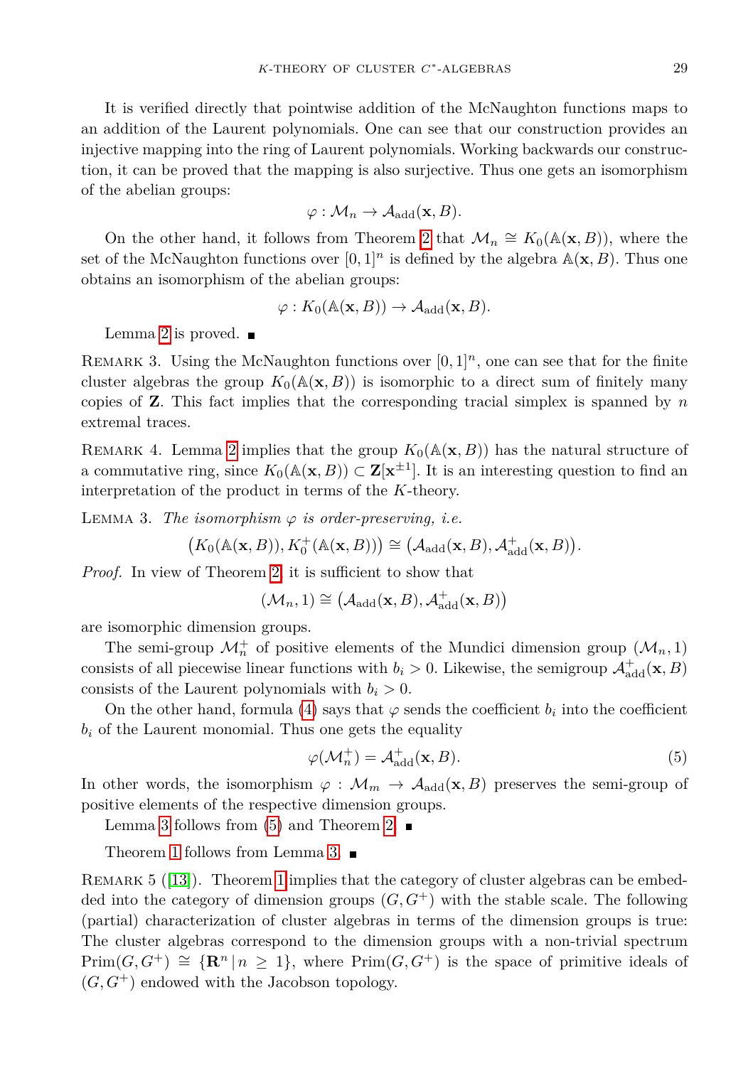It is verified directly that pointwise addition of the McNaughton functions maps to an addition of the Laurent polynomials. One can see that our construction provides an injective mapping into the ring of Laurent polynomials. Working backwards our construction, it can be proved that the mapping is also surjective. Thus one gets an isomorphism of the abelian groups:

$$\varphi : \mathcal{M}_n \to \mathcal{A}_{\text{add}}(\mathbf{x}, B).$$

On the other hand, it follows from Theorem 2 that $\mathcal{M}_n \cong K_0(\mathbb{A}(\mathbf{x}, B))$, where the set of the McNaughton functions over $[0,1]^n$ is defined by the algebra $\mathbb{A}(\mathbf{x}, B)$. Thus one obtains an isomorphism of the abelian groups:

$$\varphi : K_0(\mathbb{A}(\mathbf{x}, B)) \to \mathcal{A}_{\text{add}}(\mathbf{x}, B).$$

Lemma 2 is proved. ∎

Remark 3. Using the McNaughton functions over $[0,1]^n$, one can see that for the finite cluster algebras the group $K_0(\mathbb{A}(\mathbf{x}, B))$ is isomorphic to a direct sum of finitely many copies of $\mathbf{Z}$. This fact implies that the corresponding tracial simplex is spanned by $n$ extremal traces.

Remark 4. Lemma 2 implies that the group $K_0(\mathbb{A}(\mathbf{x}, B))$ has the natural structure of a commutative ring, since $K_0(\mathbb{A}(\mathbf{x}, B)) \subset \mathbf{Z}[\mathbf{x}^{\pm 1}]$. It is an interesting question to find an interpretation of the product in terms of the $K$-theory.

Lemma 3. *The isomorphism $\varphi$ is order-preserving, i.e.*

$$\big(K_0(\mathbb{A}(\mathbf{x}, B)), K_0^+(\mathbb{A}(\mathbf{x}, B))\big) \cong \big(\mathcal{A}_{\text{add}}(\mathbf{x}, B), \mathcal{A}^+_{\text{add}}(\mathbf{x}, B)\big).$$

*Proof.* In view of Theorem 2, it is sufficient to show that

$$(\mathcal{M}_n, 1) \cong \big(\mathcal{A}_{\text{add}}(\mathbf{x}, B), \mathcal{A}^+_{\text{add}}(\mathbf{x}, B)\big)$$

are isomorphic dimension groups.

The semi-group $\mathcal{M}_n^+$ of positive elements of the Mundici dimension group $(\mathcal{M}_n, 1)$ consists of all piecewise linear functions with $b_i > 0$. Likewise, the semigroup $\mathcal{A}^+_{\text{add}}(\mathbf{x}, B)$ consists of the Laurent polynomials with $b_i > 0$.

On the other hand, formula (4) says that $\varphi$ sends the coefficient $b_i$ into the coefficient $b_i$ of the Laurent monomial. Thus one gets the equality

$$\varphi(\mathcal{M}_n^+) = \mathcal{A}^+_{\text{add}}(\mathbf{x}, B). \tag{5}$$

In other words, the isomorphism $\varphi : \mathcal{M}_m \to \mathcal{A}_{\text{add}}(\mathbf{x}, B)$ preserves the semi-group of positive elements of the respective dimension groups.

Lemma 3 follows from (5) and Theorem 2. ∎

Theorem 1 follows from Lemma 3. ∎

Remark 5 ([13]). Theorem 1 implies that the category of cluster algebras can be embedded into the category of dimension groups $(G, G^+)$ with the stable scale. The following (partial) characterization of cluster algebras in terms of the dimension groups is true: The cluster algebras correspond to the dimension groups with a non-trivial spectrum $\text{Prim}(G, G^+) \cong \{\mathbf{R}^n \,|\, n \geq 1\}$, where $\text{Prim}(G, G^+)$ is the space of primitive ideals of $(G, G^+)$ endowed with the Jacobson topology.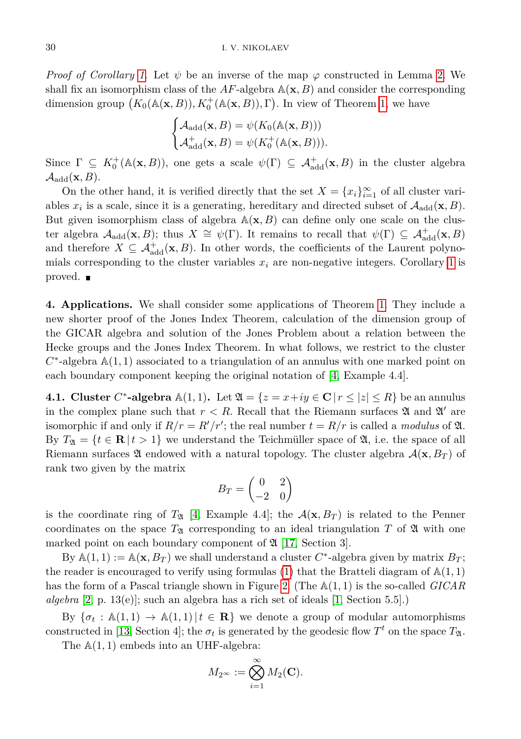*Proof of Corollary 1.* Let $\psi$ be an inverse of the map $\varphi$ constructed in Lemma 2. We shall fix an isomorphism class of the $AF$-algebra $\mathbb{A}(\mathbf{x}, B)$ and consider the corresponding dimension group $\big(K_0(\mathbb{A}(\mathbf{x}, B)), K_0^+(\mathbb{A}(\mathbf{x}, B)), \Gamma\big)$. In view of Theorem 1, we have

$$\begin{cases} \mathcal{A}_{\rm add}(\mathbf{x}, B) = \psi(K_0(\mathbb{A}(\mathbf{x}, B))) \\ \mathcal{A}^+_{\rm add}(\mathbf{x}, B) = \psi(K_0^+(\mathbb{A}(\mathbf{x}, B))). \end{cases}$$

Since $\Gamma \subseteq K_0^+(\mathbb{A}(\mathbf{x}, B))$, one gets a scale $\psi(\Gamma) \subseteq \mathcal{A}^+_{\rm add}(\mathbf{x}, B)$ in the cluster algebra $\mathcal{A}_{\rm add}(\mathbf{x}, B)$.

On the other hand, it is verified directly that the set $X = \{x_i\}_{i=1}^\infty$ of all cluster variables $x_i$ is a scale, since it is a generating, hereditary and directed subset of $\mathcal{A}_{\rm add}(\mathbf{x}, B)$. But given isomorphism class of algebra $\mathbb{A}(\mathbf{x}, B)$ can define only one scale on the cluster algebra $\mathcal{A}_{\rm add}(\mathbf{x}, B)$; thus $X \cong \psi(\Gamma)$. It remains to recall that $\psi(\Gamma) \subseteq \mathcal{A}^+_{\rm add}(\mathbf{x}, B)$ and therefore $X \subseteq \mathcal{A}^+_{\rm add}(\mathbf{x}, B)$. In other words, the coefficients of the Laurent polynomials corresponding to the cluster variables $x_i$ are non-negative integers. Corollary 1 is proved. ∎

**4. Applications.** We shall consider some applications of Theorem 1. They include a new shorter proof of the Jones Index Theorem, calculation of the dimension group of the GICAR algebra and solution of the Jones Problem about a relation between the Hecke groups and the Jones Index Theorem. In what follows, we restrict to the cluster $C^*$-algebra $\mathbb{A}(1,1)$ associated to a triangulation of an annulus with one marked point on each boundary component keeping the original notation of [4, Example 4.4].

**4.1. Cluster $C^*$-algebra $\mathbb{A}(1,1)$.** Let $\mathfrak{A} = \{z = x + iy \in \mathbf{C} \mid r \le |z| \le R\}$ be an annulus in the complex plane such that $r < R$. Recall that the Riemann surfaces $\mathfrak{A}$ and $\mathfrak{A}'$ are isomorphic if and only if $R/r = R'/r'$; the real number $t = R/r$ is called a *modulus* of $\mathfrak{A}$. By $T_{\mathfrak{A}} = \{t \in \mathbf{R} \mid t > 1\}$ we understand the Teichmüller space of $\mathfrak{A}$, i.e. the space of all Riemann surfaces $\mathfrak{A}$ endowed with a natural topology. The cluster algebra $\mathcal{A}(\mathbf{x}, B_T)$ of rank two given by the matrix

$$B_T = \begin{pmatrix} 0 & 2 \\ -2 & 0 \end{pmatrix}$$

is the coordinate ring of $T_{\mathfrak{A}}$ [4, Example 4.4]; the $\mathcal{A}(\mathbf{x}, B_T)$ is related to the Penner coordinates on the space $T_{\mathfrak{A}}$ corresponding to an ideal triangulation $T$ of $\mathfrak{A}$ with one marked point on each boundary component of $\mathfrak{A}$ [17, Section 3].

By $\mathbb{A}(1,1) := \mathbb{A}(\mathbf{x}, B_T)$ we shall understand a cluster $C^*$-algebra given by matrix $B_T$; the reader is encouraged to verify using formulas (1) that the Bratteli diagram of $\mathbb{A}(1,1)$ has the form of a Pascal triangle shown in Figure 2. (The $\mathbb{A}(1,1)$ is the so-called *GICAR algebra* [2, p. 13(e)]; such an algebra has a rich set of ideals [1, Section 5.5].)

By $\{\sigma_t : \mathbb{A}(1,1) \to \mathbb{A}(1,1) \mid t \in \mathbf{R}\}$ we denote a group of modular automorphisms constructed in [13, Section 4]; the $\sigma_t$ is generated by the geodesic flow $T^t$ on the space $T_{\mathfrak{A}}$.

The $\mathbb{A}(1,1)$ embeds into an UHF-algebra:

$$M_{2^\infty} := \bigotimes_{i=1}^{\infty} M_2(\mathbf{C}).$$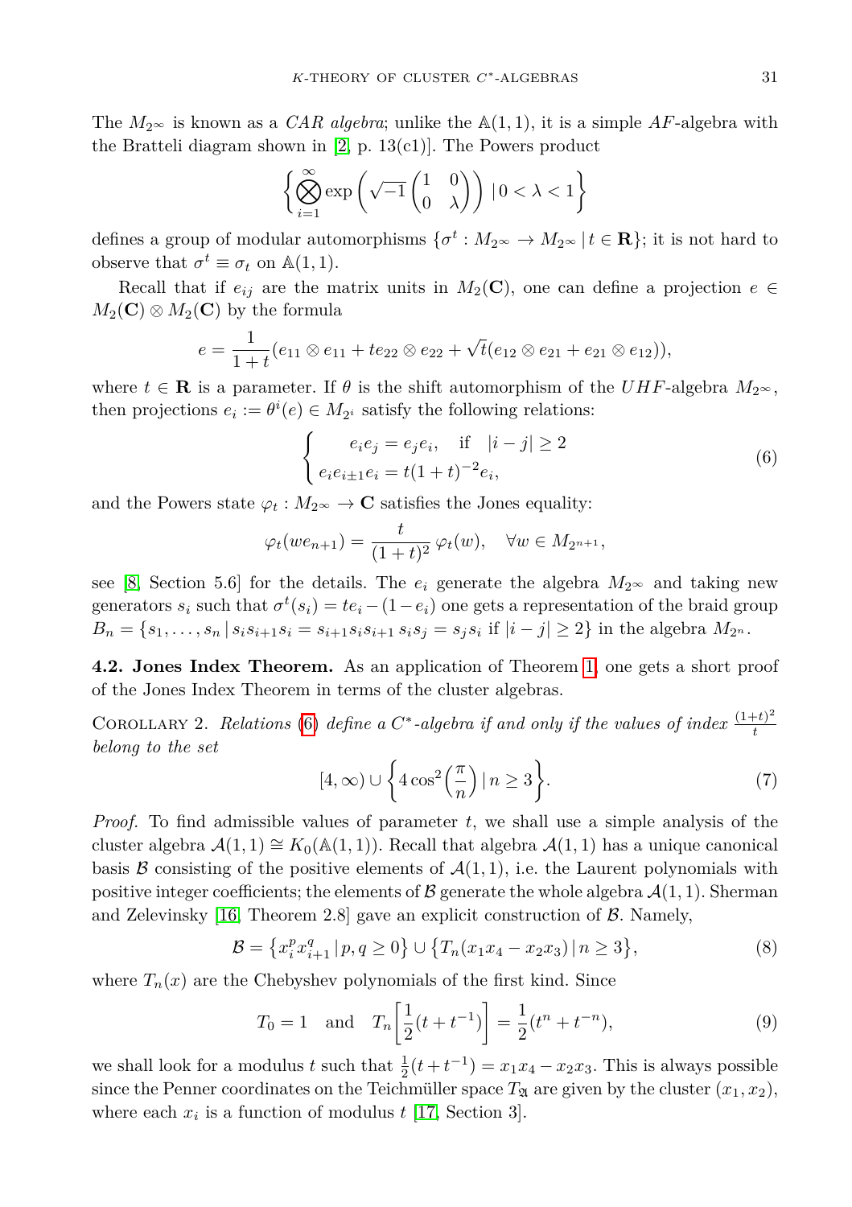The $M_{2^\infty}$ is known as a *CAR algebra*; unlike the $\mathbb{A}(1,1)$, it is a simple $AF$-algebra with the Bratteli diagram shown in [2, p. 13(c1)]. The Powers product

$$\left\{ \bigotimes_{i=1}^{\infty} \exp\left(\sqrt{-1}\begin{pmatrix}1 & 0\\ 0 & \lambda\end{pmatrix}\right) \,|\, 0<\lambda<1 \right\}$$

defines a group of modular automorphisms $\{\sigma^t : M_{2^\infty} \to M_{2^\infty} \,|\, t\in \mathbf{R}\}$; it is not hard to observe that $\sigma^t \equiv \sigma_t$ on $\mathbb{A}(1,1)$.

Recall that if $e_{ij}$ are the matrix units in $M_2(\mathbf{C})$, one can define a projection $e\in M_2(\mathbf{C})\otimes M_2(\mathbf{C})$ by the formula

$$e = \frac{1}{1+t}(e_{11}\otimes e_{11} + te_{22}\otimes e_{22} + \sqrt{t}(e_{12}\otimes e_{21} + e_{21}\otimes e_{12})),$$

where $t\in\mathbf{R}$ is a parameter. If $\theta$ is the shift automorphism of the $UHF$-algebra $M_{2^\infty}$, then projections $e_i := \theta^i(e)\in M_{2^i}$ satisfy the following relations:

$$\begin{cases} e_ie_j = e_je_i, \quad \text{if} \quad |i-j|\ge 2\\ e_ie_{i\pm1}e_i = t(1+t)^{-2}e_i, \end{cases} \tag{6}$$

and the Powers state $\varphi_t : M_{2^\infty}\to\mathbf{C}$ satisfies the Jones equality:

$$\varphi_t(we_{n+1}) = \frac{t}{(1+t)^2}\,\varphi_t(w), \quad \forall w\in M_{2^{n+1}},$$

see [8, Section 5.6] for the details. The $e_i$ generate the algebra $M_{2^\infty}$ and taking new generators $s_i$ such that $\sigma^t(s_i) = te_i - (1-e_i)$ one gets a representation of the braid group $B_n = \{s_1,\dots,s_n \,|\, s_is_{i+1}s_i = s_{i+1}s_is_{i+1}\; s_is_j = s_js_i \text{ if } |i-j|\ge 2\}$ in the algebra $M_{2^n}$.

**4.2. Jones Index Theorem.** As an application of Theorem 1, one gets a short proof of the Jones Index Theorem in terms of the cluster algebras.

COROLLARY 2. *Relations* (6) *define a $C^*$-algebra if and only if the values of index $\frac{(1+t)^2}{t}$ belong to the set*

$$[4,\infty)\cup\left\{4\cos^2\left(\frac{\pi}{n}\right)\,|\, n\ge 3\right\}. \tag{7}$$

*Proof.* To find admissible values of parameter $t$, we shall use a simple analysis of the cluster algebra $\mathcal{A}(1,1)\cong K_0(\mathbb{A}(1,1))$. Recall that algebra $\mathcal{A}(1,1)$ has a unique canonical basis $\mathcal{B}$ consisting of the positive elements of $\mathcal{A}(1,1)$, i.e. the Laurent polynomials with positive integer coefficients; the elements of $\mathcal{B}$ generate the whole algebra $\mathcal{A}(1,1)$. Sherman and Zelevinsky [16, Theorem 2.8] gave an explicit construction of $\mathcal{B}$. Namely,

$$\mathcal{B} = \left\{x_i^px_{i+1}^q \,|\, p,q\ge 0\right\}\cup\left\{T_n(x_1x_4 - x_2x_3)\,|\, n\ge 3\right\}, \tag{8}$$

where $T_n(x)$ are the Chebyshev polynomials of the first kind. Since

$$T_0 = 1 \quad \text{and} \quad T_n\left[\frac{1}{2}(t+t^{-1})\right] = \frac{1}{2}(t^n + t^{-n}), \tag{9}$$

we shall look for a modulus $t$ such that $\frac{1}{2}(t+t^{-1}) = x_1x_4 - x_2x_3$. This is always possible since the Penner coordinates on the Teichmüller space $T_{\mathfrak{A}}$ are given by the cluster $(x_1,x_2)$, where each $x_i$ is a function of modulus $t$ [17, Section 3].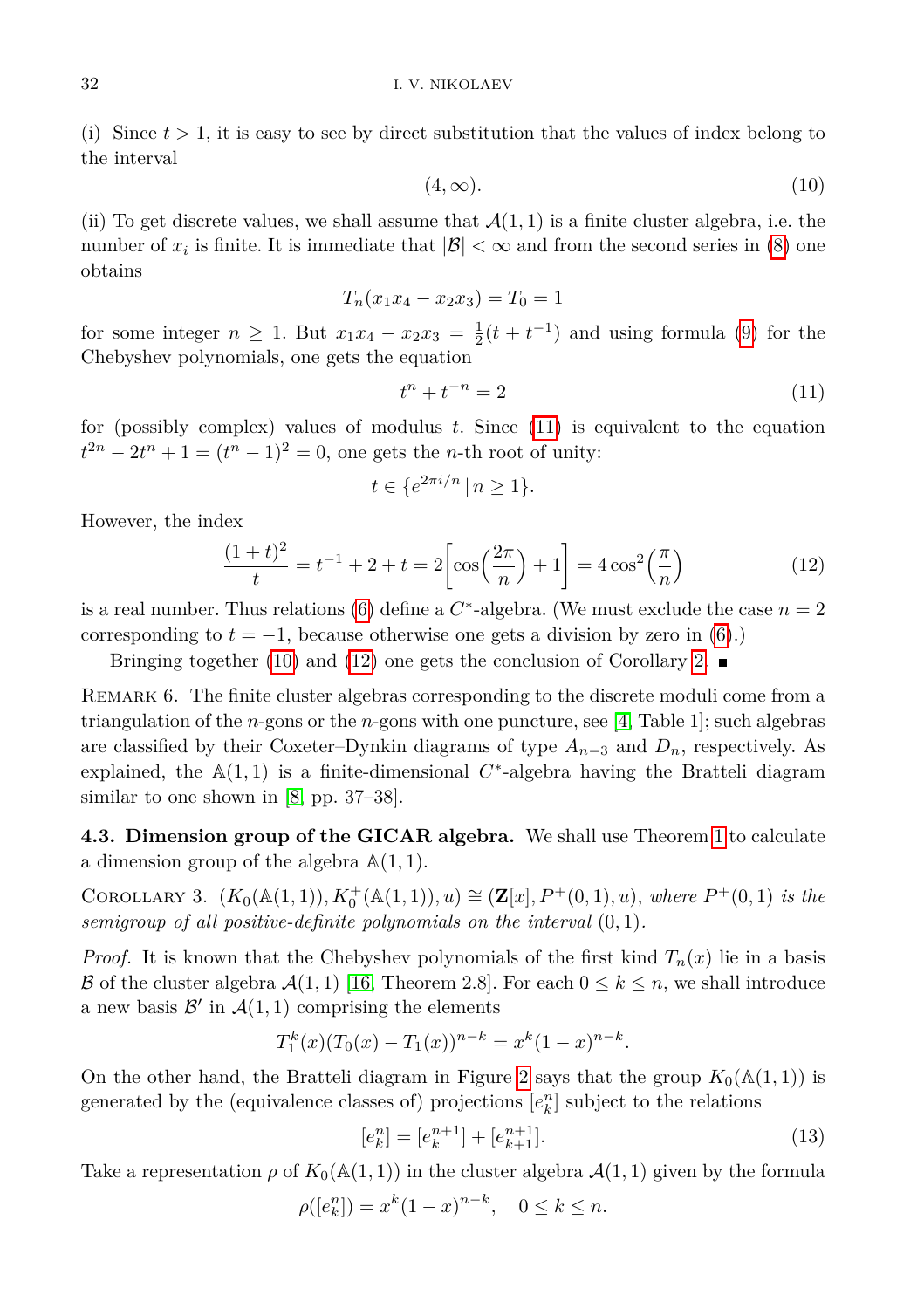(i) Since $t > 1$, it is easy to see by direct substitution that the values of index belong to the interval

$$(4, \infty). \tag{10}$$

(ii) To get discrete values, we shall assume that $\mathcal{A}(1,1)$ is a finite cluster algebra, i.e. the number of $x_i$ is finite. It is immediate that $|\mathcal{B}| < \infty$ and from the second series in (8) one obtains

$$T_n(x_1x_4 - x_2x_3) = T_0 = 1$$

for some integer $n \geq 1$. But $x_1x_4 - x_2x_3 = \frac{1}{2}(t + t^{-1})$ and using formula (9) for the Chebyshev polynomials, one gets the equation

$$t^n + t^{-n} = 2 \tag{11}$$

for (possibly complex) values of modulus $t$. Since (11) is equivalent to the equation $t^{2n} - 2t^n + 1 = (t^n - 1)^2 = 0$, one gets the $n$-th root of unity:

$$t \in \{e^{2\pi i/n} \,|\, n \geq 1\}.$$

However, the index

$$\frac{(1+t)^2}{t} = t^{-1} + 2 + t = 2\left[\cos\left(\frac{2\pi}{n}\right) + 1\right] = 4\cos^2\left(\frac{\pi}{n}\right) \tag{12}$$

is a real number. Thus relations (6) define a $C^*$-algebra. (We must exclude the case $n = 2$ corresponding to $t = -1$, because otherwise one gets a division by zero in (6).)

Bringing together (10) and (12) one gets the conclusion of Corollary 2. ∎

Remark 6. The finite cluster algebras corresponding to the discrete moduli come from a triangulation of the $n$-gons or the $n$-gons with one puncture, see [4, Table 1]; such algebras are classified by their Coxeter–Dynkin diagrams of type $A_{n-3}$ and $D_n$, respectively. As explained, the $\mathbb{A}(1,1)$ is a finite-dimensional $C^*$-algebra having the Bratteli diagram similar to one shown in [8, pp. 37–38].

**4.3. Dimension group of the GICAR algebra.** We shall use Theorem 1 to calculate a dimension group of the algebra $\mathbb{A}(1,1)$.

Corollary 3. *$(K_0(\mathbb{A}(1,1)), K_0^+(\mathbb{A}(1,1)), u) \cong (\mathbf{Z}[x], P^+(0,1), u)$, where $P^+(0,1)$ is the semigroup of all positive-definite polynomials on the interval $(0,1)$.*

*Proof.* It is known that the Chebyshev polynomials of the first kind $T_n(x)$ lie in a basis $\mathcal{B}$ of the cluster algebra $\mathcal{A}(1,1)$ [16, Theorem 2.8]. For each $0 \leq k \leq n$, we shall introduce a new basis $\mathcal{B}'$ in $\mathcal{A}(1,1)$ comprising the elements

$$T_1^k(x)(T_0(x) - T_1(x))^{n-k} = x^k(1-x)^{n-k}.$$

On the other hand, the Bratteli diagram in Figure 2 says that the group $K_0(\mathbb{A}(1,1))$ is generated by the (equivalence classes of) projections $[e_k^n]$ subject to the relations

$$[e_k^n] = [e_k^{n+1}] + [e_{k+1}^{n+1}]. \tag{13}$$

Take a representation $\rho$ of $K_0(\mathbb{A}(1,1))$ in the cluster algebra $\mathcal{A}(1,1)$ given by the formula

$$\rho([e_k^n]) = x^k(1-x)^{n-k}, \quad 0 \leq k \leq n.$$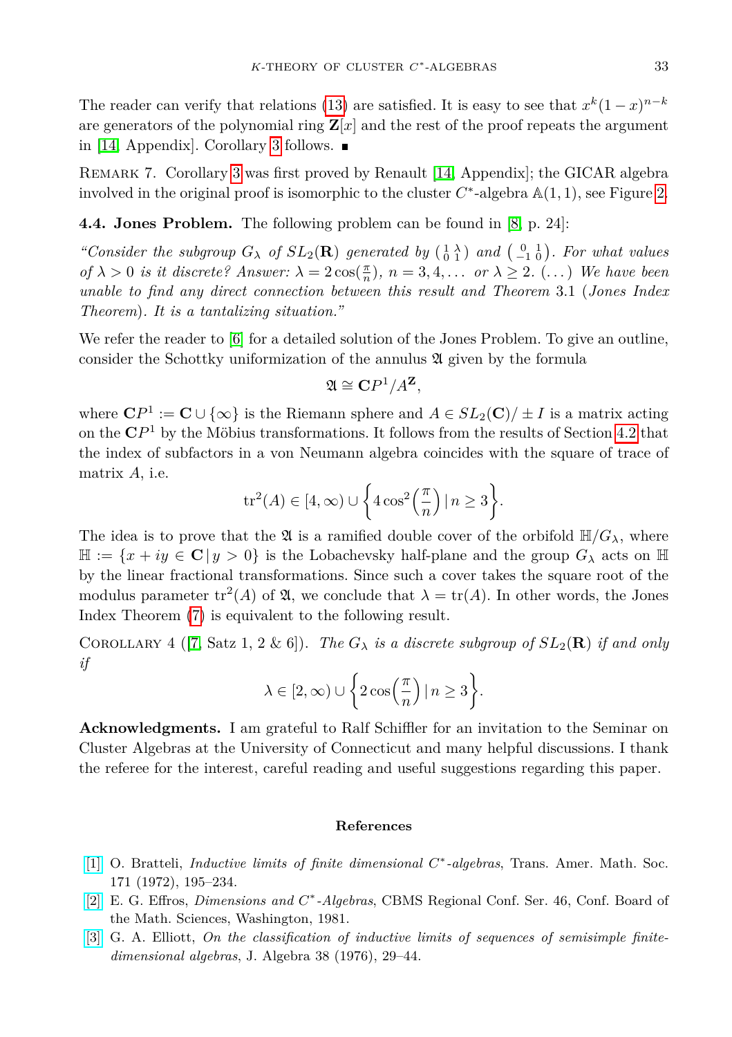The reader can verify that relations (13) are satisfied. It is easy to see that $x^k(1-x)^{n-k}$ are generators of the polynomial ring $\mathbf{Z}[x]$ and the rest of the proof repeats the argument in [14, Appendix]. Corollary 3 follows. ∎

Remark 7. Corollary 3 was first proved by Renault [14, Appendix]; the GICAR algebra involved in the original proof is isomorphic to the cluster $C^*$-algebra $\mathbb{A}(1,1)$, see Figure 2.

**4.4. Jones Problem.** The following problem can be found in [8, p. 24]:

*"Consider the subgroup $G_\lambda$ of $SL_2(\mathbf{R})$ generated by $\left(\begin{smallmatrix}1 & \lambda\\ 0 & 1\end{smallmatrix}\right)$ and $\left(\begin{smallmatrix}0 & 1\\ -1 & 0\end{smallmatrix}\right)$. For what values of $\lambda > 0$ is it discrete? Answer: $\lambda = 2\cos(\frac{\pi}{n})$, $n = 3, 4, \dots$ or $\lambda \ge 2$. (...) We have been unable to find any direct connection between this result and Theorem* 3.1 (*Jones Index Theorem*). *It is a tantalizing situation."*

We refer the reader to [6] for a detailed solution of the Jones Problem. To give an outline, consider the Schottky uniformization of the annulus $\mathfrak{A}$ given by the formula

$$\mathfrak{A} \cong \mathbf{C}P^1/A^{\mathbf{Z}},$$

where $\mathbf{C}P^1 := \mathbf{C} \cup \{\infty\}$ is the Riemann sphere and $A \in SL_2(\mathbf{C})/\pm I$ is a matrix acting on the $\mathbf{C}P^1$ by the Möbius transformations. It follows from the results of Section 4.2 that the index of subfactors in a von Neumann algebra coincides with the square of trace of matrix $A$, i.e.

$$\mathrm{tr}^2(A) \in [4, \infty) \cup \left\{ 4\cos^2\left(\frac{\pi}{n}\right) \,|\, n \ge 3 \right\}.$$

The idea is to prove that the $\mathfrak{A}$ is a ramified double cover of the orbifold $\mathbb{H}/G_\lambda$, where $\mathbb{H} := \{x + iy \in \mathbf{C} \,|\, y > 0\}$ is the Lobachevsky half-plane and the group $G_\lambda$ acts on $\mathbb{H}$ by the linear fractional transformations. Since such a cover takes the square root of the modulus parameter $\mathrm{tr}^2(A)$ of $\mathfrak{A}$, we conclude that $\lambda = \mathrm{tr}(A)$. In other words, the Jones Index Theorem (7) is equivalent to the following result.

Corollary 4 ([7, Satz 1, 2 & 6]). *The $G_\lambda$ is a discrete subgroup of $SL_2(\mathbf{R})$ if and only if*

$$\lambda \in [2, \infty) \cup \left\{ 2\cos\left(\frac{\pi}{n}\right) \,|\, n \ge 3 \right\}.$$

**Acknowledgments.** I am grateful to Ralf Schiffler for an invitation to the Seminar on Cluster Algebras at the University of Connecticut and many helpful discussions. I thank the referee for the interest, careful reading and useful suggestions regarding this paper.

## References

[1] O. Bratteli, *Inductive limits of finite dimensional $C^*$-algebras*, Trans. Amer. Math. Soc. 171 (1972), 195–234.

[2] E. G. Effros, *Dimensions and $C^*$-Algebras*, CBMS Regional Conf. Ser. 46, Conf. Board of the Math. Sciences, Washington, 1981.

[3] G. A. Elliott, *On the classification of inductive limits of sequences of semisimple finite-dimensional algebras*, J. Algebra 38 (1976), 29–44.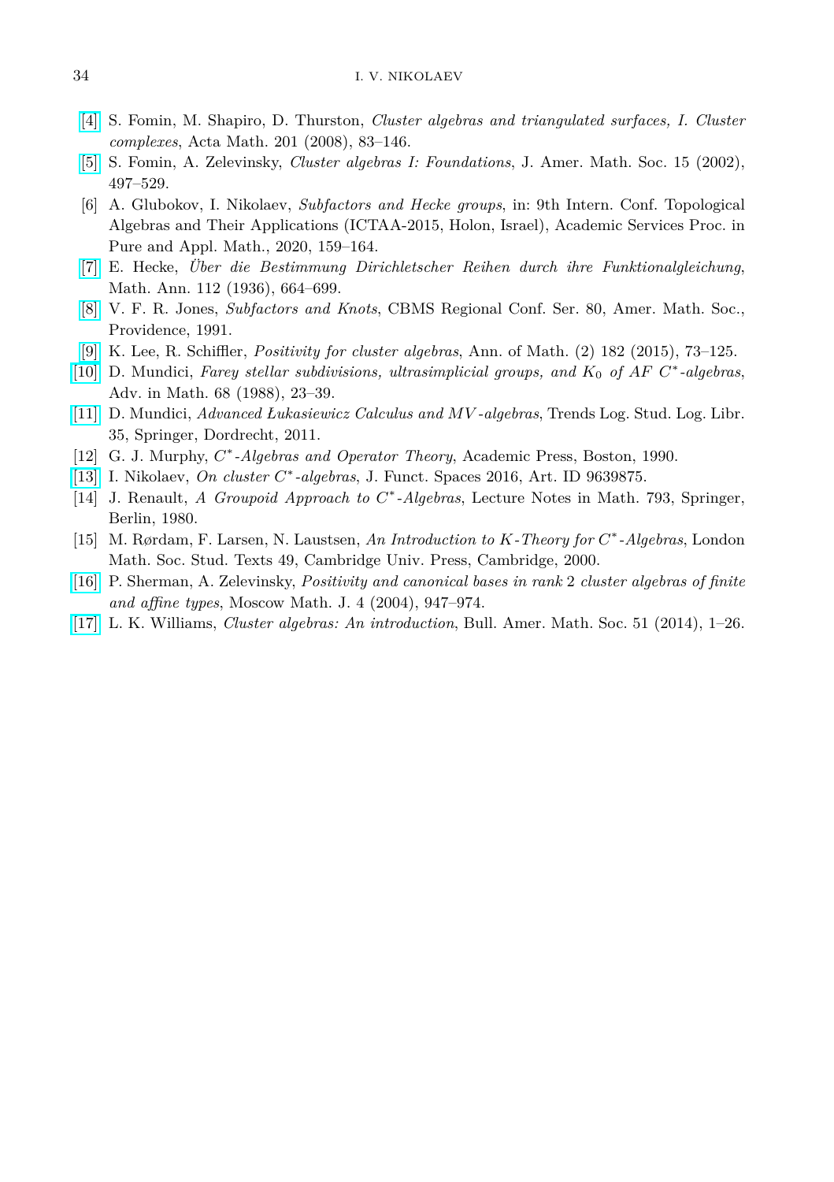[4] S. Fomin, M. Shapiro, D. Thurston, *Cluster algebras and triangulated surfaces, I. Cluster complexes*, Acta Math. 201 (2008), 83–146.

[5] S. Fomin, A. Zelevinsky, *Cluster algebras I: Foundations*, J. Amer. Math. Soc. 15 (2002), 497–529.

[6] A. Glubokov, I. Nikolaev, *Subfactors and Hecke groups*, in: 9th Intern. Conf. Topological Algebras and Their Applications (ICTAA-2015, Holon, Israel), Academic Services Proc. in Pure and Appl. Math., 2020, 159–164.

[7] E. Hecke, *Über die Bestimmung Dirichletscher Reihen durch ihre Funktionalgleichung*, Math. Ann. 112 (1936), 664–699.

[8] V. F. R. Jones, *Subfactors and Knots*, CBMS Regional Conf. Ser. 80, Amer. Math. Soc., Providence, 1991.

[9] K. Lee, R. Schiffler, *Positivity for cluster algebras*, Ann. of Math. (2) 182 (2015), 73–125.

[10] D. Mundici, *Farey stellar subdivisions, ultrasimplicial groups, and $K_0$ of AF $C^*$-algebras*, Adv. in Math. 68 (1988), 23–39.

[11] D. Mundici, *Advanced Łukasiewicz Calculus and MV-algebras*, Trends Log. Stud. Log. Libr. 35, Springer, Dordrecht, 2011.

[12] G. J. Murphy, *$C^*$-Algebras and Operator Theory*, Academic Press, Boston, 1990.

[13] I. Nikolaev, *On cluster $C^*$-algebras*, J. Funct. Spaces 2016, Art. ID 9639875.

[14] J. Renault, *A Groupoid Approach to $C^*$-Algebras*, Lecture Notes in Math. 793, Springer, Berlin, 1980.

[15] M. Rørdam, F. Larsen, N. Laustsen, *An Introduction to K-Theory for $C^*$-Algebras*, London Math. Soc. Stud. Texts 49, Cambridge Univ. Press, Cambridge, 2000.

[16] P. Sherman, A. Zelevinsky, *Positivity and canonical bases in rank 2 cluster algebras of finite and affine types*, Moscow Math. J. 4 (2004), 947–974.

[17] L. K. Williams, *Cluster algebras: An introduction*, Bull. Amer. Math. Soc. 51 (2014), 1–26.